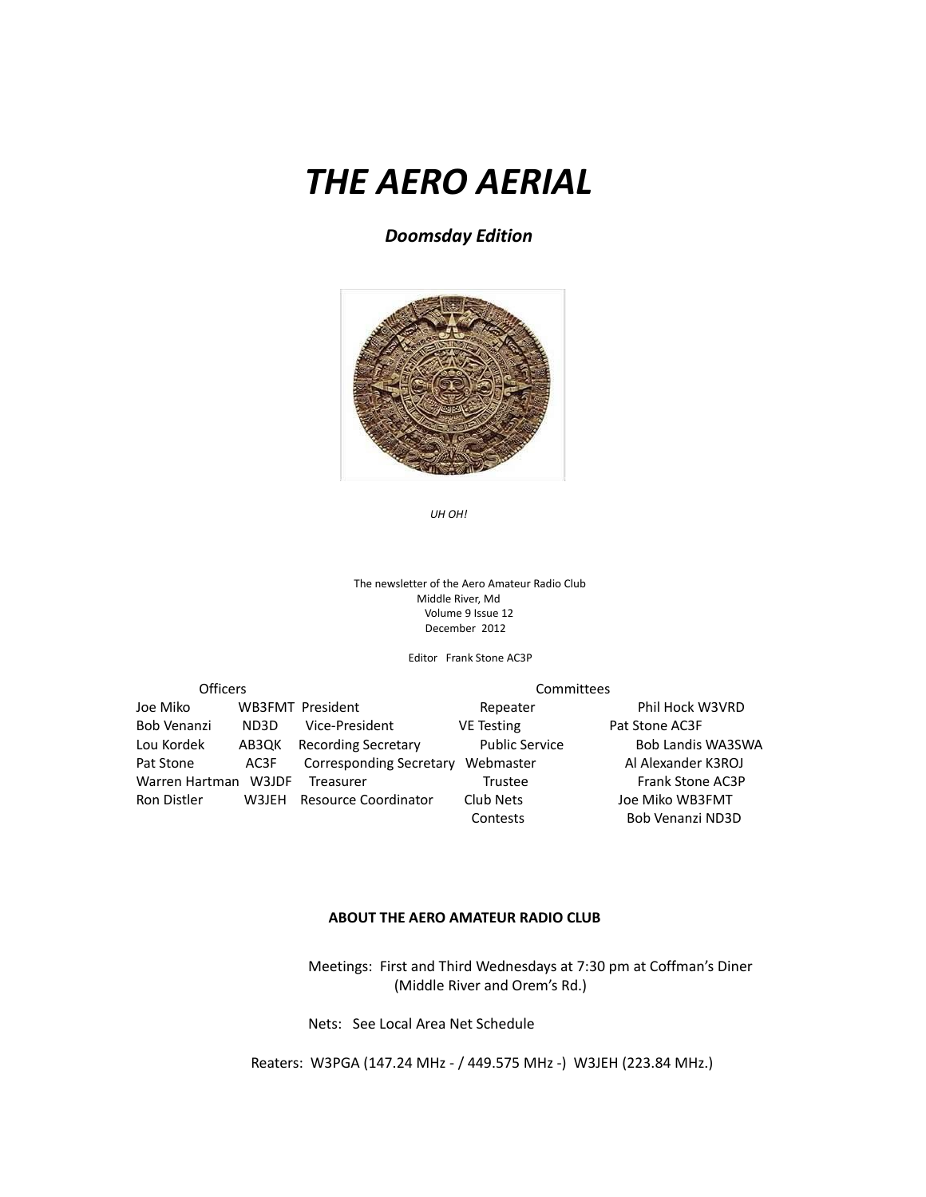# *THE AERO AERIAL*

### ***Doomsday Edition***

*UH OH!*

The newsletter of the Aero Amateur Radio Club
Middle River, Md
Volume 9 Issue 12
December 2012

Editor Frank Stone AC3P

| Officers | | | Committees | |
|---|---|---|---|---|
| Joe Miko | WB3FMT | President | Repeater | Phil Hock W3VRD |
| Bob Venanzi | ND3D | Vice-President | VE Testing | Pat Stone AC3F |
| Lou Kordek | AB3QK | Recording Secretary | Public Service | Bob Landis WA3SWA |
| Pat Stone | AC3F | Corresponding Secretary | Webmaster | Al Alexander K3ROJ |
| Warren Hartman | W3JDF | Treasurer | Trustee | Frank Stone AC3P |
| Ron Distler | W3JEH | Resource Coordinator | Club Nets | Joe Miko WB3FMT |
| | | | Contests | Bob Venanzi ND3D |

**ABOUT THE AERO AMATEUR RADIO CLUB**

Meetings: First and Third Wednesdays at 7:30 pm at Coffman's Diner (Middle River and Orem's Rd.)

Nets: See Local Area Net Schedule

Reaters: W3PGA (147.24 MHz - / 449.575 MHz -) W3JEH (223.84 MHz.)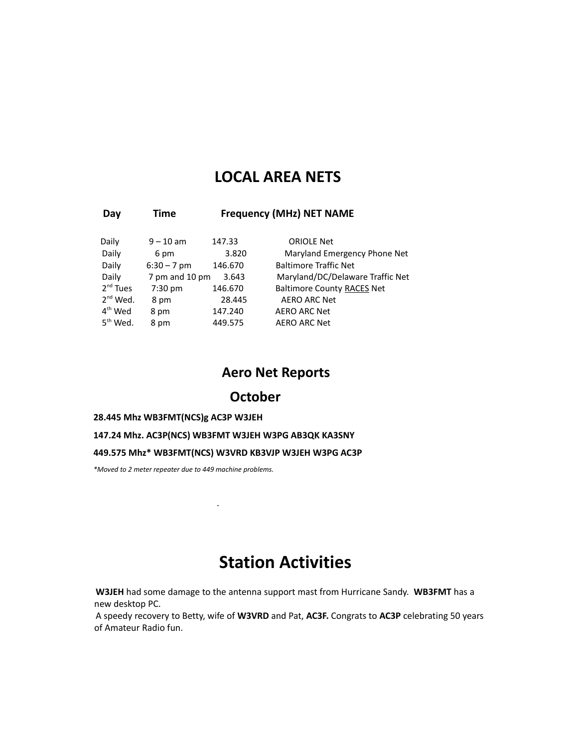## LOCAL AREA NETS

| Day | Time | Frequency (MHz) | NET NAME |
|---|---|---|---|
| Daily | 9 – 10 am | 147.33 | ORIOLE Net |
| Daily | 6 pm | 3.820 | Maryland Emergency Phone Net |
| Daily | 6:30 – 7 pm | 146.670 | Baltimore Traffic Net |
| Daily | 7 pm and 10 pm | 3.643 | Maryland/DC/Delaware Traffic Net |
| 2nd Tues | 7:30 pm | 146.670 | Baltimore County RACES Net |
| 2nd Wed. | 8 pm | 28.445 | AERO ARC Net |
| 4th Wed | 8 pm | 147.240 | AERO ARC Net |
| 5th Wed. | 8 pm | 449.575 | AERO ARC Net |

## Aero Net Reports

### October

**28.445 Mhz WB3FMT(NCS)g AC3P W3JEH**

**147.24 Mhz. AC3P(NCS) WB3FMT W3JEH W3PG AB3QK KA3SNY**

**449.575 Mhz* WB3FMT(NCS) W3VRD KB3VJP W3JEH W3PG AC3P**

*\*Moved to 2 meter repeater due to 449 machine problems.*

## Station Activities

**W3JEH** had some damage to the antenna support mast from Hurricane Sandy. **WB3FMT** has a new desktop PC.

A speedy recovery to Betty, wife of **W3VRD** and Pat, **AC3F.** Congrats to **AC3P** celebrating 50 years of Amateur Radio fun.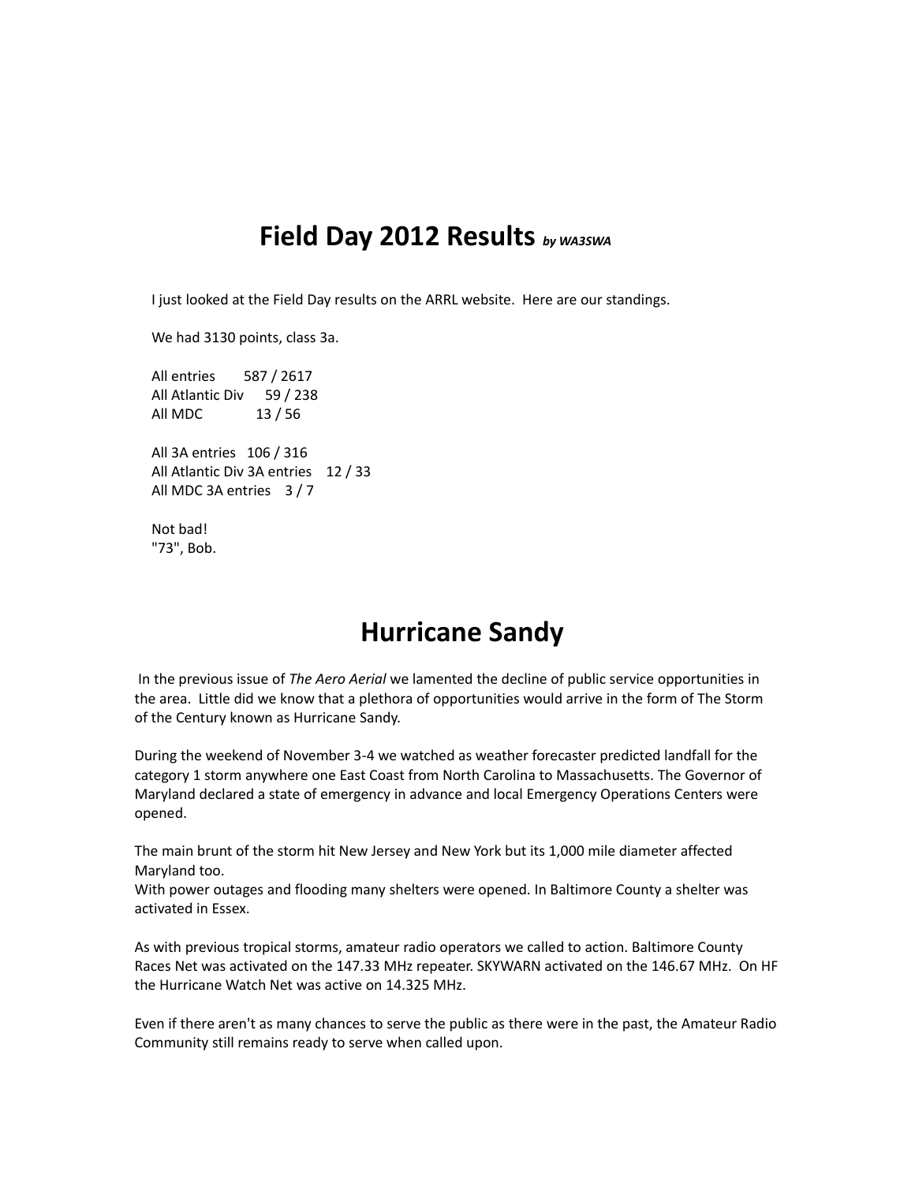## Field Day 2012 Results *by WA3SWA*

I just looked at the Field Day results on the ARRL website. Here are our standings.

We had 3130 points, class 3a.

All entries 587 / 2617
All Atlantic Div 59 / 238
All MDC 13 / 56

All 3A entries 106 / 316
All Atlantic Div 3A entries 12 / 33
All MDC 3A entries 3 / 7

Not bad!
"73", Bob.

## Hurricane Sandy

In the previous issue of *The Aero Aerial* we lamented the decline of public service opportunities in the area. Little did we know that a plethora of opportunities would arrive in the form of The Storm of the Century known as Hurricane Sandy.

During the weekend of November 3-4 we watched as weather forecaster predicted landfall for the category 1 storm anywhere one East Coast from North Carolina to Massachusetts. The Governor of Maryland declared a state of emergency in advance and local Emergency Operations Centers were opened.

The main brunt of the storm hit New Jersey and New York but its 1,000 mile diameter affected Maryland too.
With power outages and flooding many shelters were opened. In Baltimore County a shelter was activated in Essex.

As with previous tropical storms, amateur radio operators we called to action. Baltimore County Races Net was activated on the 147.33 MHz repeater. SKYWARN activated on the 146.67 MHz. On HF the Hurricane Watch Net was active on 14.325 MHz.

Even if there aren't as many chances to serve the public as there were in the past, the Amateur Radio Community still remains ready to serve when called upon.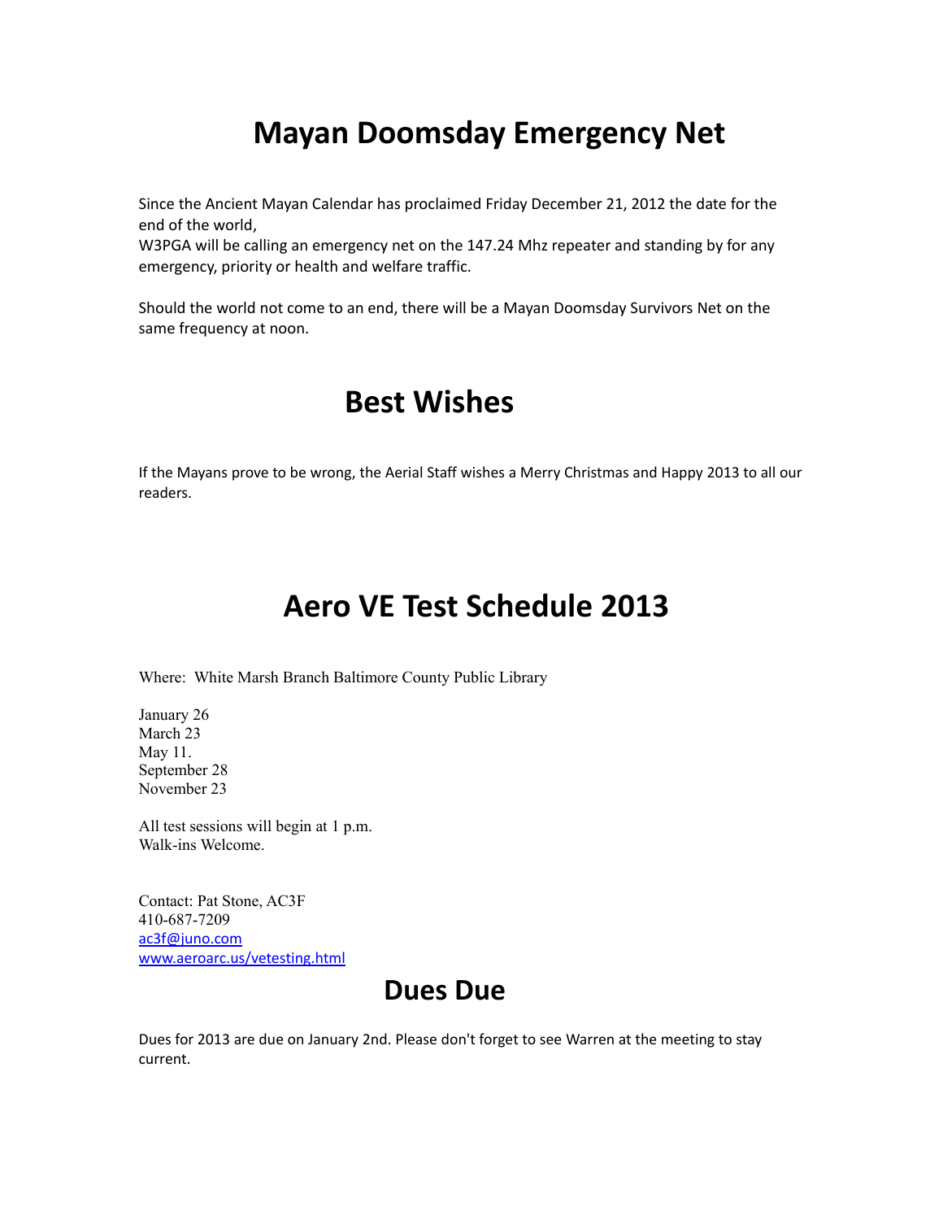# Mayan Doomsday Emergency Net

Since the Ancient Mayan Calendar has proclaimed Friday December 21, 2012 the date for the end of the world,
W3PGA will be calling an emergency net on the 147.24 Mhz repeater and standing by for any emergency, priority or health and welfare traffic.

Should the world not come to an end, there will be a Mayan Doomsday Survivors Net on the same frequency at noon.

# Best Wishes

If the Mayans prove to be wrong, the Aerial Staff wishes a Merry Christmas and Happy 2013 to all our readers.

# Aero VE Test Schedule 2013

Where: White Marsh Branch Baltimore County Public Library

January 26
March 23
May 11.
September 28
November 23

All test sessions will begin at 1 p.m.
Walk-ins Welcome.

Contact: Pat Stone, AC3F
410-687-7209
ac3f@juno.com
www.aeroarc.us/vetesting.html

# Dues Due

Dues for 2013 are due on January 2nd. Please don't forget to see Warren at the meeting to stay current.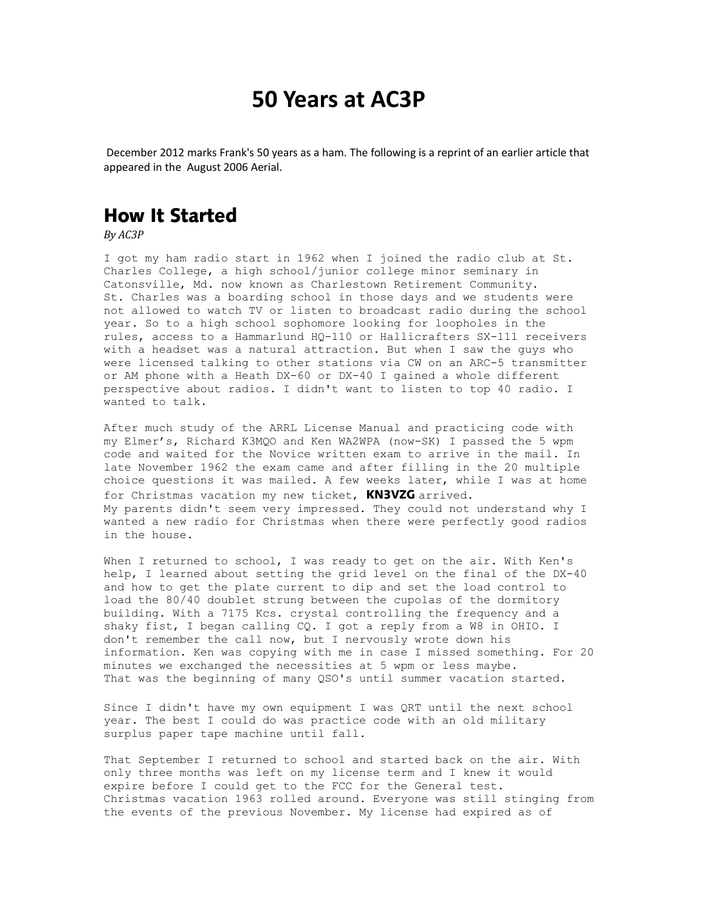# 50 Years at AC3P

December 2012 marks Frank's 50 years as a ham. The following is a reprint of an earlier article that appeared in the August 2006 Aerial.

## How It Started

*By AC3P*

I got my ham radio start in 1962 when I joined the radio club at St. Charles College, a high school/junior college minor seminary in Catonsville, Md. now known as Charlestown Retirement Community. St. Charles was a boarding school in those days and we students were not allowed to watch TV or listen to broadcast radio during the school year. So to a high school sophomore looking for loopholes in the rules, access to a Hammarlund HQ-110 or Hallicrafters SX-111 receivers with a headset was a natural attraction. But when I saw the guys who were licensed talking to other stations via CW on an ARC-5 transmitter or AM phone with a Heath DX-60 or DX-40 I gained a whole different perspective about radios. I didn't want to listen to top 40 radio. I wanted to talk.

After much study of the ARRL License Manual and practicing code with my Elmer's, Richard K3MQO and Ken WA2WPA (now-SK) I passed the 5 wpm code and waited for the Novice written exam to arrive in the mail. In late November 1962 the exam came and after filling in the 20 multiple choice questions it was mailed. A few weeks later, while I was at home for Christmas vacation my new ticket, **KN3VZG** arrived. My parents didn't seem very impressed. They could not understand why I wanted a new radio for Christmas when there were perfectly good radios in the house.

When I returned to school, I was ready to get on the air. With Ken's help, I learned about setting the grid level on the final of the DX-40 and how to get the plate current to dip and set the load control to load the 80/40 doublet strung between the cupolas of the dormitory building. With a 7175 Kcs. crystal controlling the frequency and a shaky fist, I began calling CQ. I got a reply from a W8 in OHIO. I don't remember the call now, but I nervously wrote down his information. Ken was copying with me in case I missed something. For 20 minutes we exchanged the necessities at 5 wpm or less maybe. That was the beginning of many QSO's until summer vacation started.

Since I didn't have my own equipment I was QRT until the next school year. The best I could do was practice code with an old military surplus paper tape machine until fall.

That September I returned to school and started back on the air. With only three months was left on my license term and I knew it would expire before I could get to the FCC for the General test. Christmas vacation 1963 rolled around. Everyone was still stinging from the events of the previous November. My license had expired as of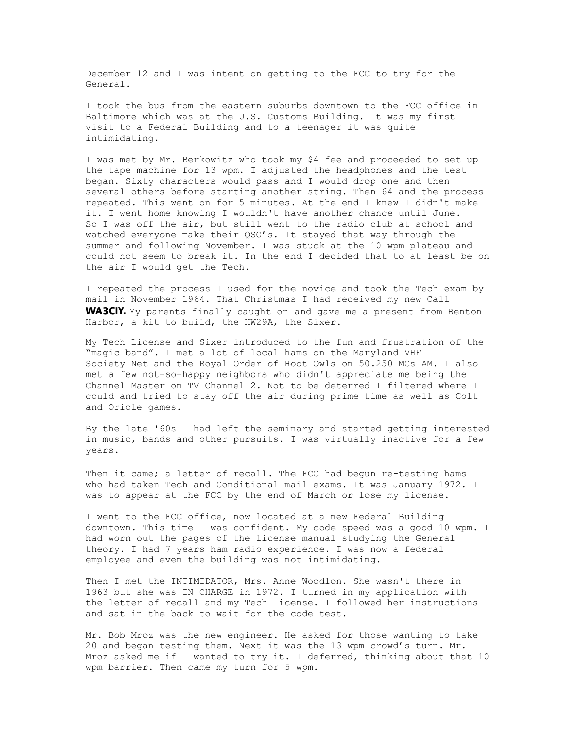December 12 and I was intent on getting to the FCC to try for the General.

I took the bus from the eastern suburbs downtown to the FCC office in Baltimore which was at the U.S. Customs Building. It was my first visit to a Federal Building and to a teenager it was quite intimidating.

I was met by Mr. Berkowitz who took my $4 fee and proceeded to set up the tape machine for 13 wpm. I adjusted the headphones and the test began. Sixty characters would pass and I would drop one and then several others before starting another string. Then 64 and the process repeated. This went on for 5 minutes. At the end I knew I didn't make it. I went home knowing I wouldn't have another chance until June. So I was off the air, but still went to the radio club at school and watched everyone make their QSO's. It stayed that way through the summer and following November. I was stuck at the 10 wpm plateau and could not seem to break it. In the end I decided that to at least be on the air I would get the Tech.

I repeated the process I used for the novice and took the Tech exam by mail in November 1964. That Christmas I had received my new Call **WA3CIY.** My parents finally caught on and gave me a present from Benton Harbor, a kit to build, the HW29A, the Sixer.

My Tech License and Sixer introduced to the fun and frustration of the "magic band". I met a lot of local hams on the Maryland VHF Society Net and the Royal Order of Hoot Owls on 50.250 MCs AM. I also met a few not-so-happy neighbors who didn't appreciate me being the Channel Master on TV Channel 2. Not to be deterred I filtered where I could and tried to stay off the air during prime time as well as Colt and Oriole games.

By the late '60s I had left the seminary and started getting interested in music, bands and other pursuits. I was virtually inactive for a few years.

Then it came; a letter of recall. The FCC had begun re-testing hams who had taken Tech and Conditional mail exams. It was January 1972. I was to appear at the FCC by the end of March or lose my license.

I went to the FCC office, now located at a new Federal Building downtown. This time I was confident. My code speed was a good 10 wpm. I had worn out the pages of the license manual studying the General theory. I had 7 years ham radio experience. I was now a federal employee and even the building was not intimidating.

Then I met the INTIMIDATOR, Mrs. Anne Woodlon. She wasn't there in 1963 but she was IN CHARGE in 1972. I turned in my application with the letter of recall and my Tech License. I followed her instructions and sat in the back to wait for the code test.

Mr. Bob Mroz was the new engineer. He asked for those wanting to take 20 and began testing them. Next it was the 13 wpm crowd's turn. Mr. Mroz asked me if I wanted to try it. I deferred, thinking about that 10 wpm barrier. Then came my turn for 5 wpm.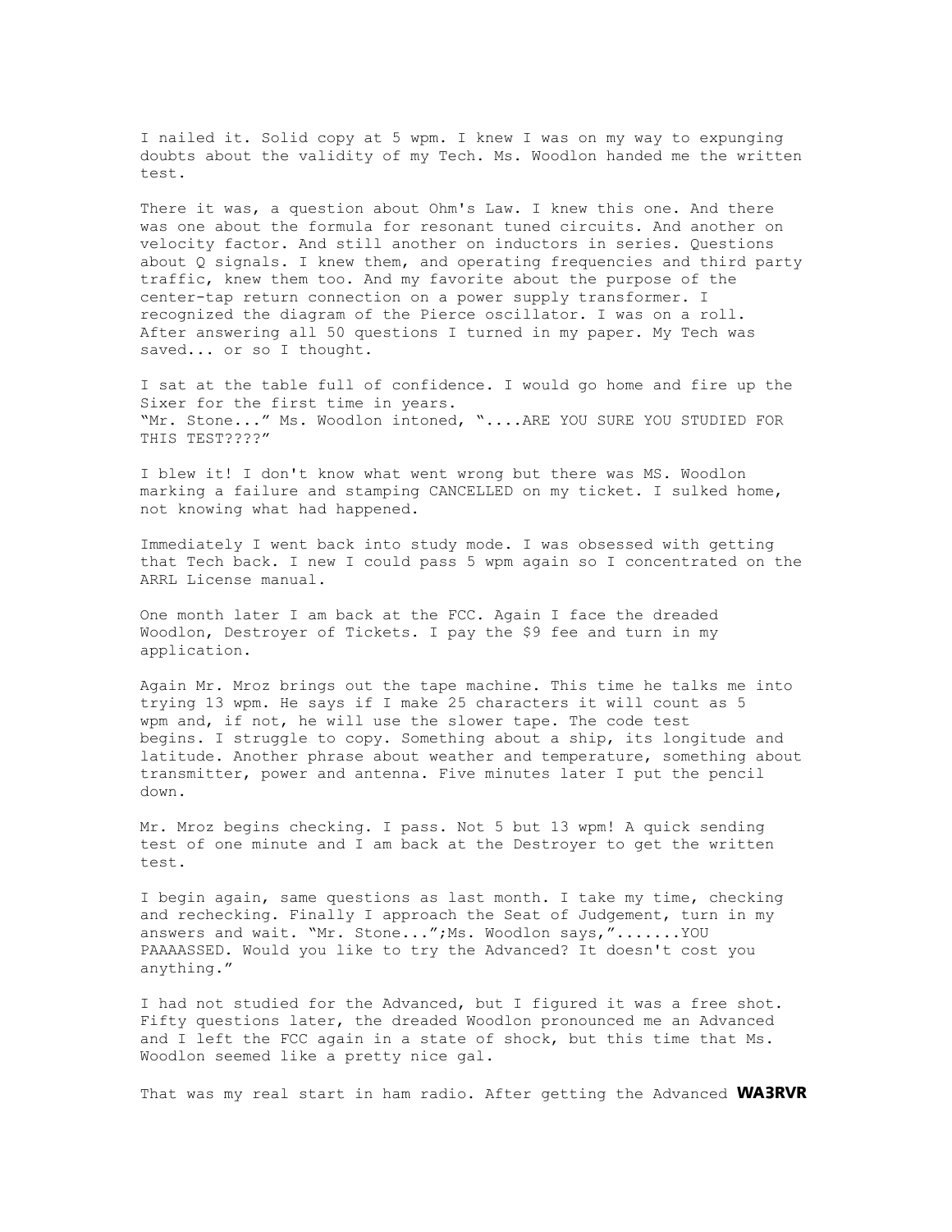I nailed it. Solid copy at 5 wpm. I knew I was on my way to expunging doubts about the validity of my Tech. Ms. Woodlon handed me the written test.

There it was, a question about Ohm's Law. I knew this one. And there was one about the formula for resonant tuned circuits. And another on velocity factor. And still another on inductors in series. Questions about Q signals. I knew them, and operating frequencies and third party traffic, knew them too. And my favorite about the purpose of the center-tap return connection on a power supply transformer. I recognized the diagram of the Pierce oscillator. I was on a roll. After answering all 50 questions I turned in my paper. My Tech was saved... or so I thought.

I sat at the table full of confidence. I would go home and fire up the Sixer for the first time in years.
"Mr. Stone..." Ms. Woodlon intoned, "....ARE YOU SURE YOU STUDIED FOR THIS TEST????"

I blew it! I don't know what went wrong but there was MS. Woodlon marking a failure and stamping CANCELLED on my ticket. I sulked home, not knowing what had happened.

Immediately I went back into study mode. I was obsessed with getting that Tech back. I new I could pass 5 wpm again so I concentrated on the ARRL License manual.

One month later I am back at the FCC. Again I face the dreaded Woodlon, Destroyer of Tickets. I pay the $9 fee and turn in my application.

Again Mr. Mroz brings out the tape machine. This time he talks me into trying 13 wpm. He says if I make 25 characters it will count as 5 wpm and, if not, he will use the slower tape. The code test begins. I struggle to copy. Something about a ship, its longitude and latitude. Another phrase about weather and temperature, something about transmitter, power and antenna. Five minutes later I put the pencil down.

Mr. Mroz begins checking. I pass. Not 5 but 13 wpm! A quick sending test of one minute and I am back at the Destroyer to get the written test.

I begin again, same questions as last month. I take my time, checking and rechecking. Finally I approach the Seat of Judgement, turn in my answers and wait. "Mr. Stone...";Ms. Woodlon says,".......YOU PAAAASSED. Would you like to try the Advanced? It doesn't cost you anything."

I had not studied for the Advanced, but I figured it was a free shot. Fifty questions later, the dreaded Woodlon pronounced me an Advanced and I left the FCC again in a state of shock, but this time that Ms. Woodlon seemed like a pretty nice gal.

That was my real start in ham radio. After getting the Advanced **WA3RVR**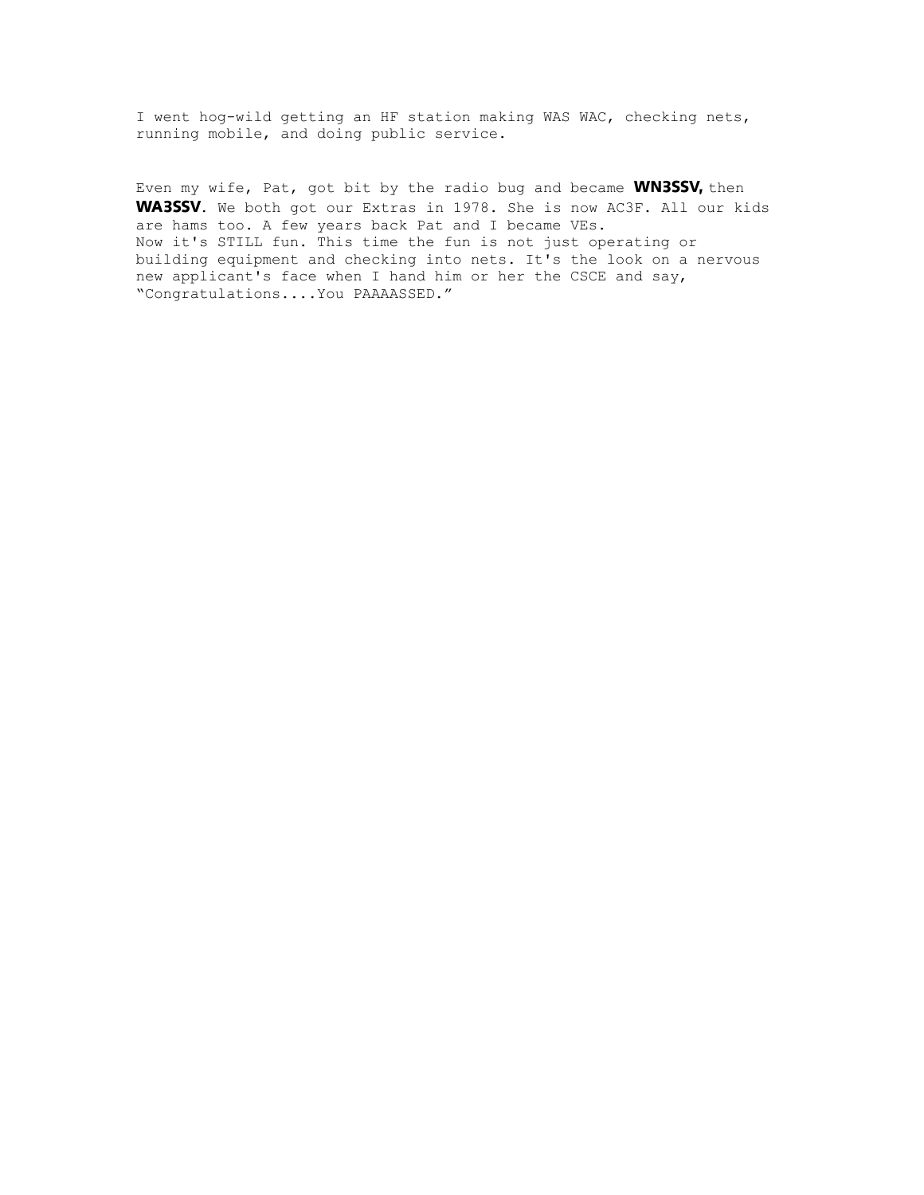I went hog-wild getting an HF station making WAS WAC, checking nets, running mobile, and doing public service.

Even my wife, Pat, got bit by the radio bug and became **WN3SSV,** then **WA3SSV**. We both got our Extras in 1978. She is now AC3F. All our kids are hams too. A few years back Pat and I became VEs.
Now it's STILL fun. This time the fun is not just operating or building equipment and checking into nets. It's the look on a nervous new applicant's face when I hand him or her the CSCE and say, "Congratulations....You PAAAASSED."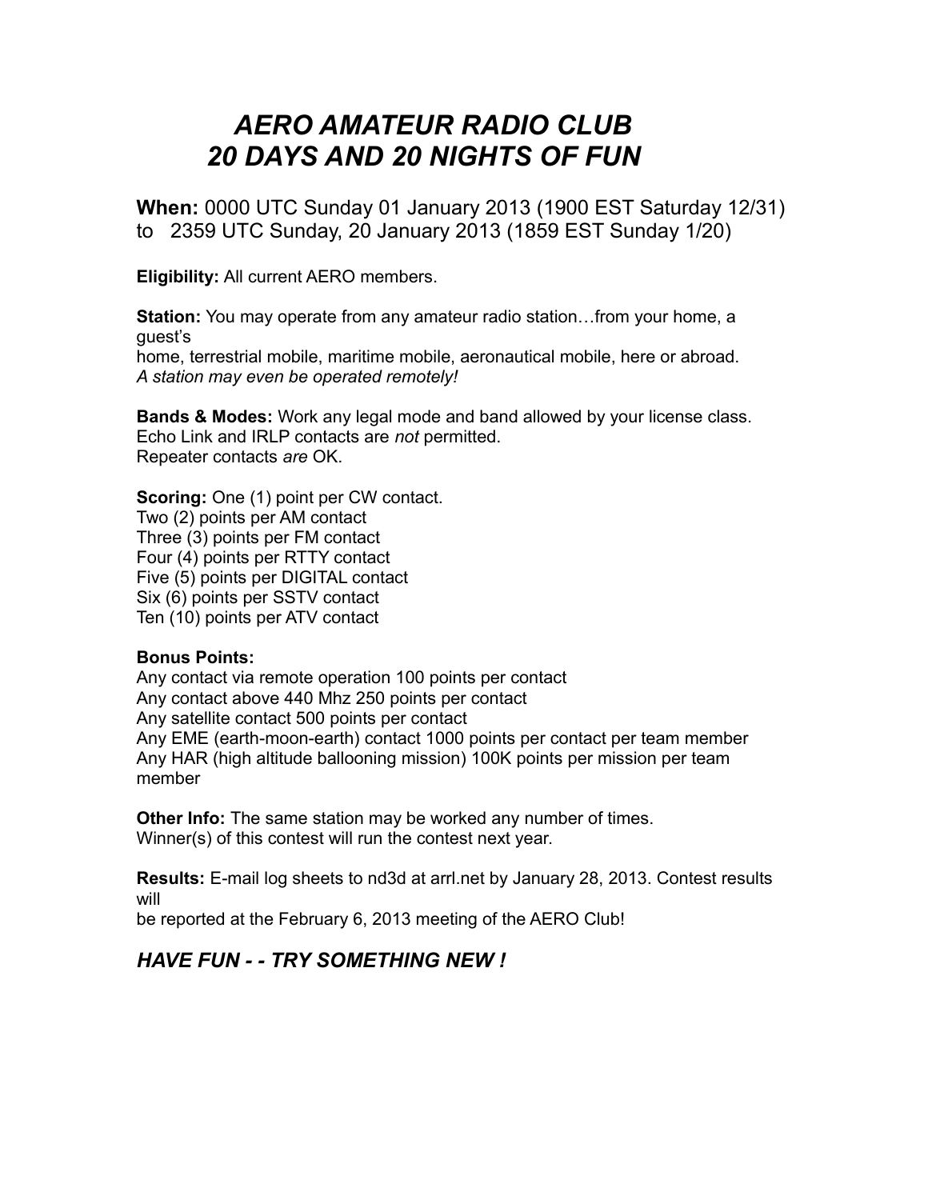# *AERO AMATEUR RADIO CLUB*
# *20 DAYS AND 20 NIGHTS OF FUN*

**When:** 0000 UTC Sunday 01 January 2013 (1900 EST Saturday 12/31) to 2359 UTC Sunday, 20 January 2013 (1859 EST Sunday 1/20)

**Eligibility:** All current AERO members.

**Station:** You may operate from any amateur radio station…from your home, a guest's home, terrestrial mobile, maritime mobile, aeronautical mobile, here or abroad.
*A station may even be operated remotely!*

**Bands & Modes:** Work any legal mode and band allowed by your license class.
Echo Link and IRLP contacts are *not* permitted.
Repeater contacts *are* OK.

**Scoring:** One (1) point per CW contact.
Two (2) points per AM contact
Three (3) points per FM contact
Four (4) points per RTTY contact
Five (5) points per DIGITAL contact
Six (6) points per SSTV contact
Ten (10) points per ATV contact

**Bonus Points:**
Any contact via remote operation 100 points per contact
Any contact above 440 Mhz 250 points per contact
Any satellite contact 500 points per contact
Any EME (earth-moon-earth) contact 1000 points per contact per team member
Any HAR (high altitude ballooning mission) 100K points per mission per team member

**Other Info:** The same station may be worked any number of times.
Winner(s) of this contest will run the contest next year.

**Results:** E-mail log sheets to nd3d at arrl.net by January 28, 2013. Contest results will be reported at the February 6, 2013 meeting of the AERO Club!

## *HAVE FUN - - TRY SOMETHING NEW !*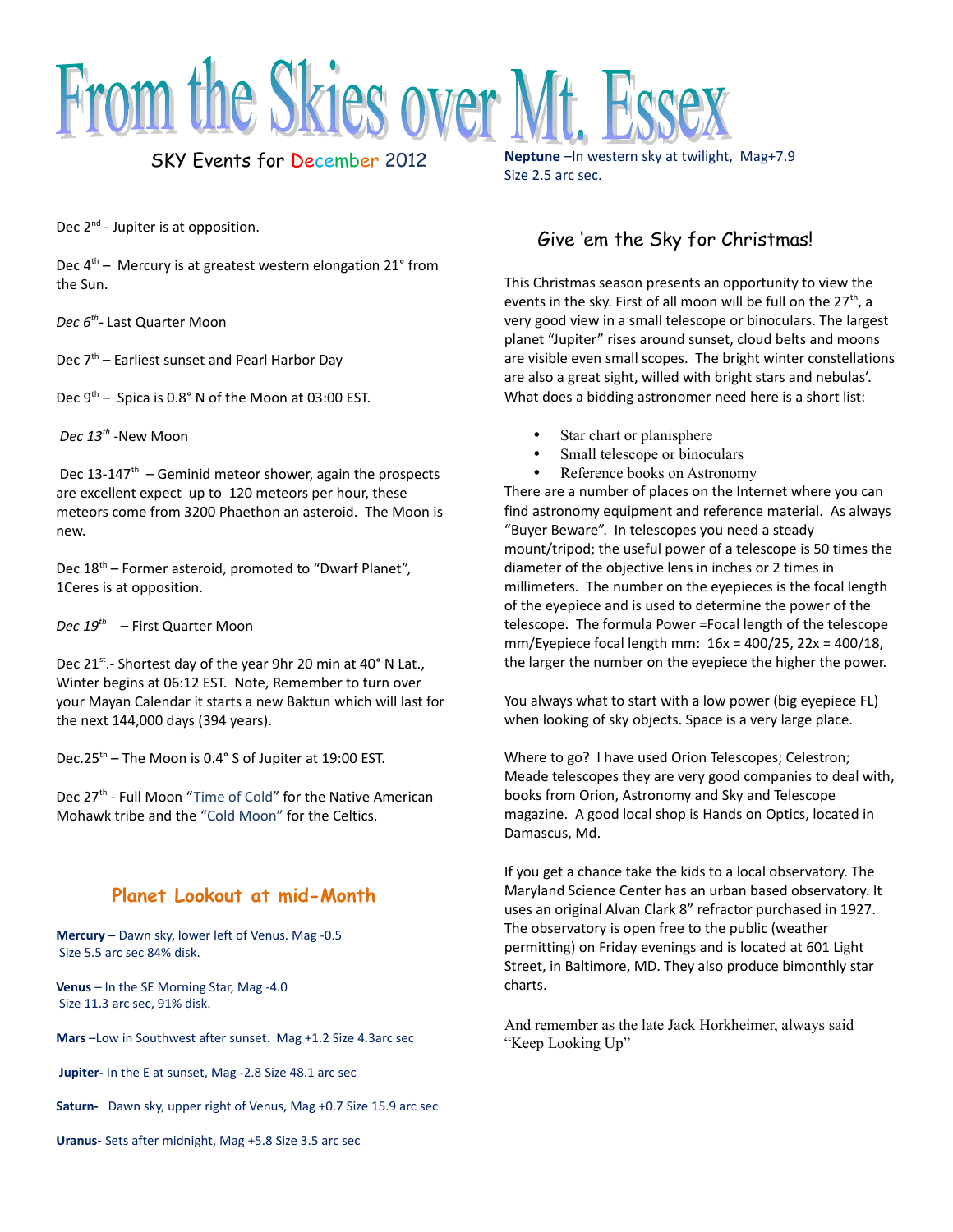# From the Skies over Mt. Essex

## SKY Events for December 2012

Dec 2nd - Jupiter is at opposition.

Dec 4th – Mercury is at greatest western elongation 21° from the Sun.

*Dec 6th*- Last Quarter Moon

Dec 7th – Earliest sunset and Pearl Harbor Day

Dec 9th – Spica is 0.8° N of the Moon at 03:00 EST.

*Dec 13th* -New Moon

Dec 13-147th – Geminid meteor shower, again the prospects are excellent expect up to 120 meteors per hour, these meteors come from 3200 Phaethon an asteroid. The Moon is new.

Dec 18th – Former asteroid, promoted to "Dwarf Planet", 1Ceres is at opposition.

*Dec 19th* – First Quarter Moon

Dec 21st.- Shortest day of the year 9hr 20 min at 40° N Lat., Winter begins at 06:12 EST. Note, Remember to turn over your Mayan Calendar it starts a new Baktun which will last for the next 144,000 days (394 years).

Dec.25th – The Moon is 0.4° S of Jupiter at 19:00 EST.

Dec 27th - Full Moon "Time of Cold" for the Native American Mohawk tribe and the "Cold Moon" for the Celtics.

## Planet Lookout at mid-Month

**Mercury –** Dawn sky, lower left of Venus. Mag -0.5
Size 5.5 arc sec 84% disk.

**Venus** – In the SE Morning Star, Mag -4.0
Size 11.3 arc sec, 91% disk.

**Mars** –Low in Southwest after sunset. Mag +1.2 Size 4.3arc sec

**Jupiter-** In the E at sunset, Mag -2.8 Size 48.1 arc sec

**Saturn-** Dawn sky, upper right of Venus, Mag +0.7 Size 15.9 arc sec

**Uranus-** Sets after midnight, Mag +5.8 Size 3.5 arc sec

**Neptune** –In western sky at twilight, Mag+7.9
Size 2.5 arc sec.

## Give 'em the Sky for Christmas!

This Christmas season presents an opportunity to view the events in the sky. First of all moon will be full on the 27th, a very good view in a small telescope or binoculars. The largest planet "Jupiter" rises around sunset, cloud belts and moons are visible even small scopes. The bright winter constellations are also a great sight, willed with bright stars and nebulas'. What does a bidding astronomer need here is a short list:

- Star chart or planisphere
- Small telescope or binoculars
- Reference books on Astronomy

There are a number of places on the Internet where you can find astronomy equipment and reference material. As always "Buyer Beware". In telescopes you need a steady mount/tripod; the useful power of a telescope is 50 times the diameter of the objective lens in inches or 2 times in millimeters. The number on the eyepieces is the focal length of the eyepiece and is used to determine the power of the telescope. The formula Power =Focal length of the telescope mm/Eyepiece focal length mm: 16x = 400/25, 22x = 400/18, the larger the number on the eyepiece the higher the power.

You always what to start with a low power (big eyepiece FL) when looking of sky objects. Space is a very large place.

Where to go? I have used Orion Telescopes; Celestron; Meade telescopes they are very good companies to deal with, books from Orion, Astronomy and Sky and Telescope magazine. A good local shop is Hands on Optics, located in Damascus, Md.

If you get a chance take the kids to a local observatory. The Maryland Science Center has an urban based observatory. It uses an original Alvan Clark 8" refractor purchased in 1927. The observatory is open free to the public (weather permitting) on Friday evenings and is located at 601 Light Street, in Baltimore, MD. They also produce bimonthly star charts.

And remember as the late Jack Horkheimer, always said "Keep Looking Up"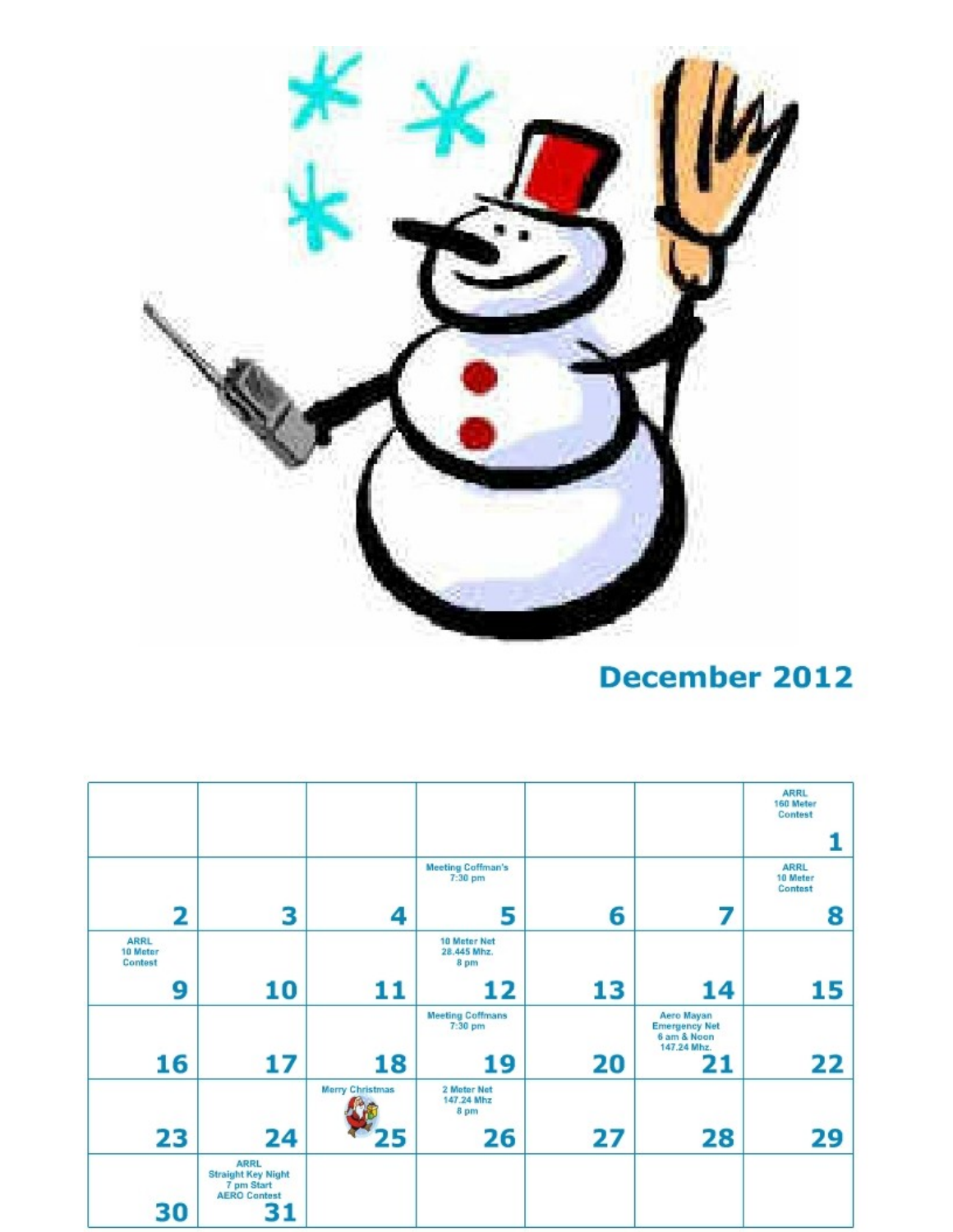## December 2012

| | | | | | | |
|---|---|---|---|---|---|---|
| | | | | | | ARRL 160 Meter Contest 1 |
| 2 | 3 | 4 | Meeting Coffman's 7:30 pm 5 | 6 | 7 | ARRL 10 Meter Contest 8 |
| ARRL 10 Meter Contest 9 | 10 | 11 | 10 Meter Net 28.445 Mhz. 8 pm 12 | 13 | 14 | 15 |
| 16 | 17 | 18 | Meeting Coffmans 7:30 pm 19 | 20 | Aero Mayan Emergency Net 6 am & Noon 147.24 Mhz. 21 | 22 |
| 23 | 24 | Merry Christmas 25 | 2 Meter Net 147.24 Mhz 8 pm 26 | 27 | 28 | 29 |
| 30 | ARRL Straight Key Night 7 pm Start AERO Contest 31 | | | | | |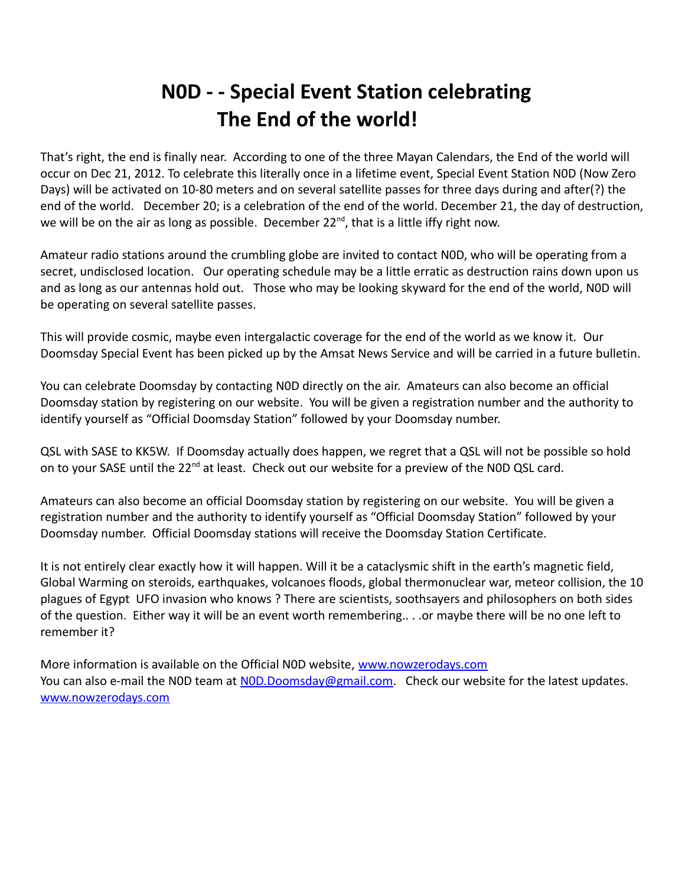# N0D - - Special Event Station celebrating The End of the world!

That's right, the end is finally near. According to one of the three Mayan Calendars, the End of the world will occur on Dec 21, 2012. To celebrate this literally once in a lifetime event, Special Event Station N0D (Now Zero Days) will be activated on 10-80 meters and on several satellite passes for three days during and after(?) the end of the world. December 20; is a celebration of the end of the world. December 21, the day of destruction, we will be on the air as long as possible. December 22nd, that is a little iffy right now.

Amateur radio stations around the crumbling globe are invited to contact N0D, who will be operating from a secret, undisclosed location. Our operating schedule may be a little erratic as destruction rains down upon us and as long as our antennas hold out. Those who may be looking skyward for the end of the world, N0D will be operating on several satellite passes.

This will provide cosmic, maybe even intergalactic coverage for the end of the world as we know it. Our Doomsday Special Event has been picked up by the Amsat News Service and will be carried in a future bulletin.

You can celebrate Doomsday by contacting N0D directly on the air. Amateurs can also become an official Doomsday station by registering on our website. You will be given a registration number and the authority to identify yourself as "Official Doomsday Station" followed by your Doomsday number.

QSL with SASE to KK5W. If Doomsday actually does happen, we regret that a QSL will not be possible so hold on to your SASE until the 22nd at least. Check out our website for a preview of the N0D QSL card.

Amateurs can also become an official Doomsday station by registering on our website. You will be given a registration number and the authority to identify yourself as "Official Doomsday Station" followed by your Doomsday number. Official Doomsday stations will receive the Doomsday Station Certificate.

It is not entirely clear exactly how it will happen. Will it be a cataclysmic shift in the earth's magnetic field, Global Warming on steroids, earthquakes, volcanoes floods, global thermonuclear war, meteor collision, the 10 plagues of Egypt UFO invasion who knows ? There are scientists, soothsayers and philosophers on both sides of the question. Either way it will be an event worth remembering.. . .or maybe there will be no one left to remember it?

More information is available on the Official N0D website, [www.nowzerodays.com](http://www.nowzerodays.com)
You can also e-mail the N0D team at [N0D.Doomsday@gmail.com](mailto:N0D.Doomsday@gmail.com). Check our website for the latest updates.
[www.nowzerodays.com](http://www.nowzerodays.com)